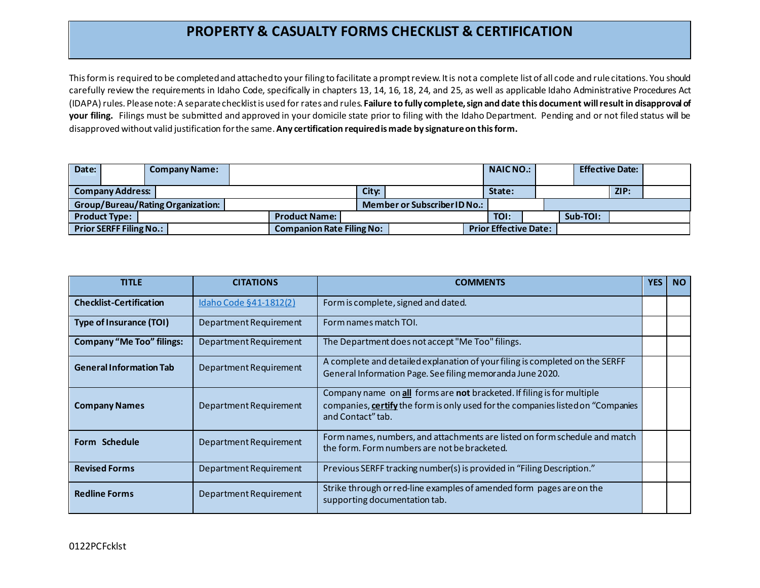# PROPERTY & CASUALTY FORMS CHECKLIST & CERTIFICATION

This form is required to be completed and attached to your filing to facilitate a prompt review. It is not a complete list of all code and rule citations. You should carefully review the requirements in Idaho Code, specifically in chapters 13, 14, 16, 18, 24, and 25, as well as applicable Idaho Administrative Procedures Act (IDAPA) rules. Please note: A separate checklist is used for rates and rules. **Failure to fully complete, sign and date this document will result in disapproval of your filing.** Filings must be submitted and approved in your domicile state prior to filing with the Idaho Department. Pending and or not filed status will be disapproved without valid justification for the same. **Any certification required is made by signature on this form.**

| **Date:** | | **Company Name:** | | **NAIC NO.:** | | **Effective Date:** | |
|---|---|---|---|---|---|---|---|
| **Company Address:** | | **City:** | | **State:** | | **ZIP:** | |
| **Group/Bureau/Rating Organization:** | | **Member or Subscriber ID No.:** | | | | | |
| **Product Type:** | | **Product Name:** | | **TOI:** | | **Sub-TOI:** | |
| **Prior SERFF Filing No.:** | | **Companion Rate Filing No:** | | **Prior Effective Date:** | | | |

| TITLE | CITATIONS | COMMENTS | YES | NO |
|---|---|---|---|---|
| **Checklist-Certification** | Idaho Code §41-1812(2) | Form is complete, signed and dated. | | |
| **Type of Insurance (TOI)** | Department Requirement | Form names match TOI. | | |
| **Company "Me Too" filings:** | Department Requirement | The Department does not accept "Me Too" filings. | | |
| **General Information Tab** | Department Requirement | A complete and detailed explanation of your filing is completed on the SERFF General Information Page. See filing memoranda June 2020. | | |
| **Company Names** | Department Requirement | Company name on **all** forms are **not** bracketed. If filing is for multiple companies, **certify** the form is only used for the companies listed on "Companies and Contact" tab. | | |
| **Form Schedule** | Department Requirement | Form names, numbers, and attachments are listed on form schedule and match the form. Form numbers are not be bracketed. | | |
| **Revised Forms** | Department Requirement | Previous SERFF tracking number(s) is provided in "Filing Description." | | |
| **Redline Forms** | Department Requirement | Strike through or red-line examples of amended form pages are on the supporting documentation tab. | | |

0122PCFcklst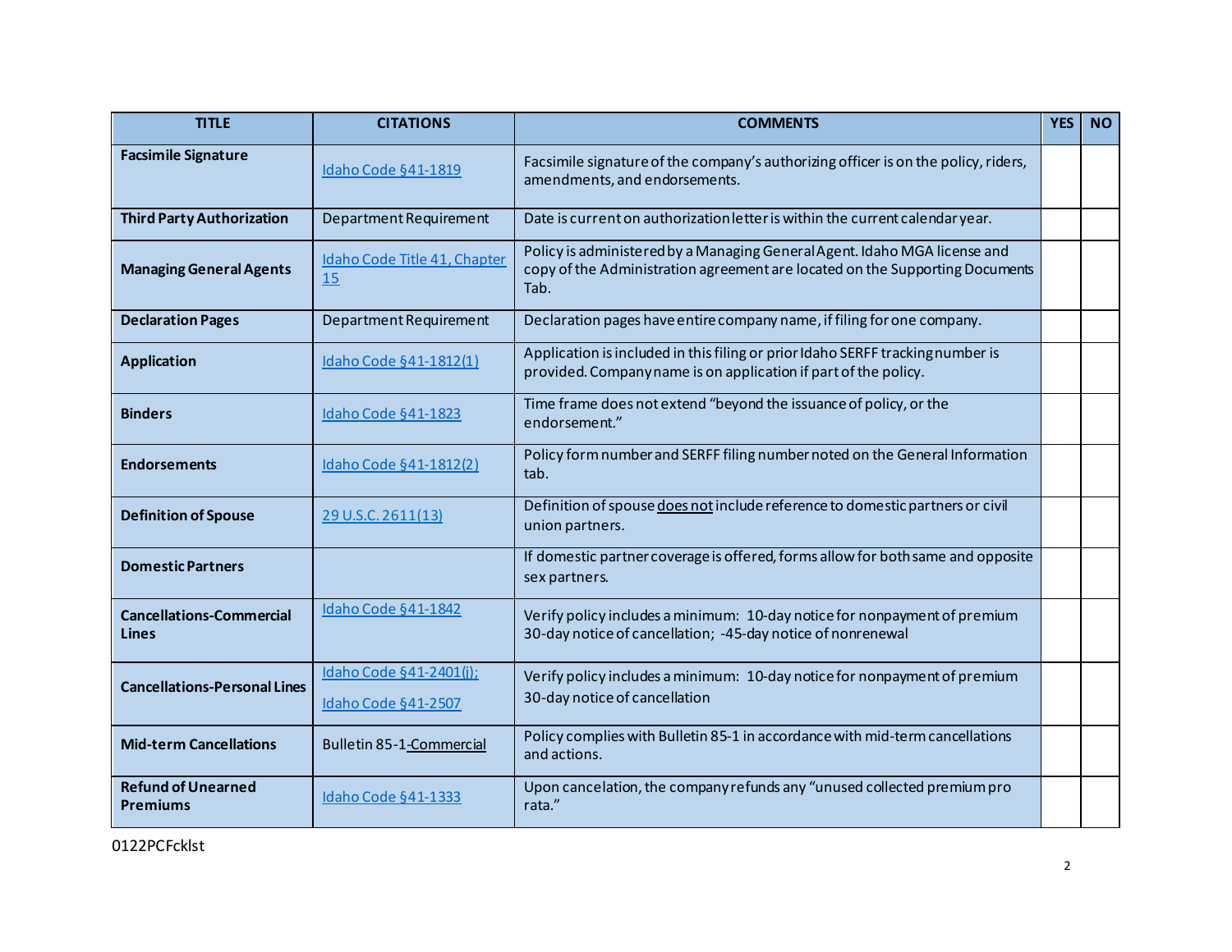| TITLE | CITATIONS | COMMENTS | YES | NO |
|---|---|---|---|---|
| **Facsimile Signature** | Idaho Code §41-1819 | Facsimile signature of the company's authorizing officer is on the policy, riders, amendments, and endorsements. | | |
| **Third Party Authorization** | Department Requirement | Date is current on authorization letter is within the current calendar year. | | |
| **Managing General Agents** | Idaho Code Title 41, Chapter 15 | Policy is administered by a Managing General Agent. Idaho MGA license and copy of the Administration agreement are located on the Supporting Documents Tab. | | |
| **Declaration Pages** | Department Requirement | Declaration pages have entire company name, if filing for one company. | | |
| **Application** | Idaho Code §41-1812(1) | Application is included in this filing or prior Idaho SERFF tracking number is provided. Company name is on application if part of the policy. | | |
| **Binders** | Idaho Code §41-1823 | Time frame does not extend "beyond the issuance of policy, or the endorsement." | | |
| **Endorsements** | Idaho Code §41-1812(2) | Policy form number and SERFF filing number noted on the General Information tab. | | |
| **Definition of Spouse** | 29 U.S.C. 2611(13) | Definition of spouse does not include reference to domestic partners or civil union partners. | | |
| **Domestic Partners** | | If domestic partner coverage is offered, forms allow for both same and opposite sex partners. | | |
| **Cancellations-Commercial Lines** | Idaho Code §41-1842 | Verify policy includes a minimum: 10-day notice for nonpayment of premium 30-day notice of cancellation; -45-day notice of nonrenewal | | |
| **Cancellations-Personal Lines** | Idaho Code §41-2401(j); Idaho Code §41-2507 | Verify policy includes a minimum: 10-day notice for nonpayment of premium 30-day notice of cancellation | | |
| **Mid-term Cancellations** | Bulletin 85-1-Commercial | Policy complies with Bulletin 85-1 in accordance with mid-term cancellations and actions. | | |
| **Refund of Unearned Premiums** | Idaho Code §41-1333 | Upon cancelation, the company refunds any "unused collected premium pro rata." | | |

0122PCFcklst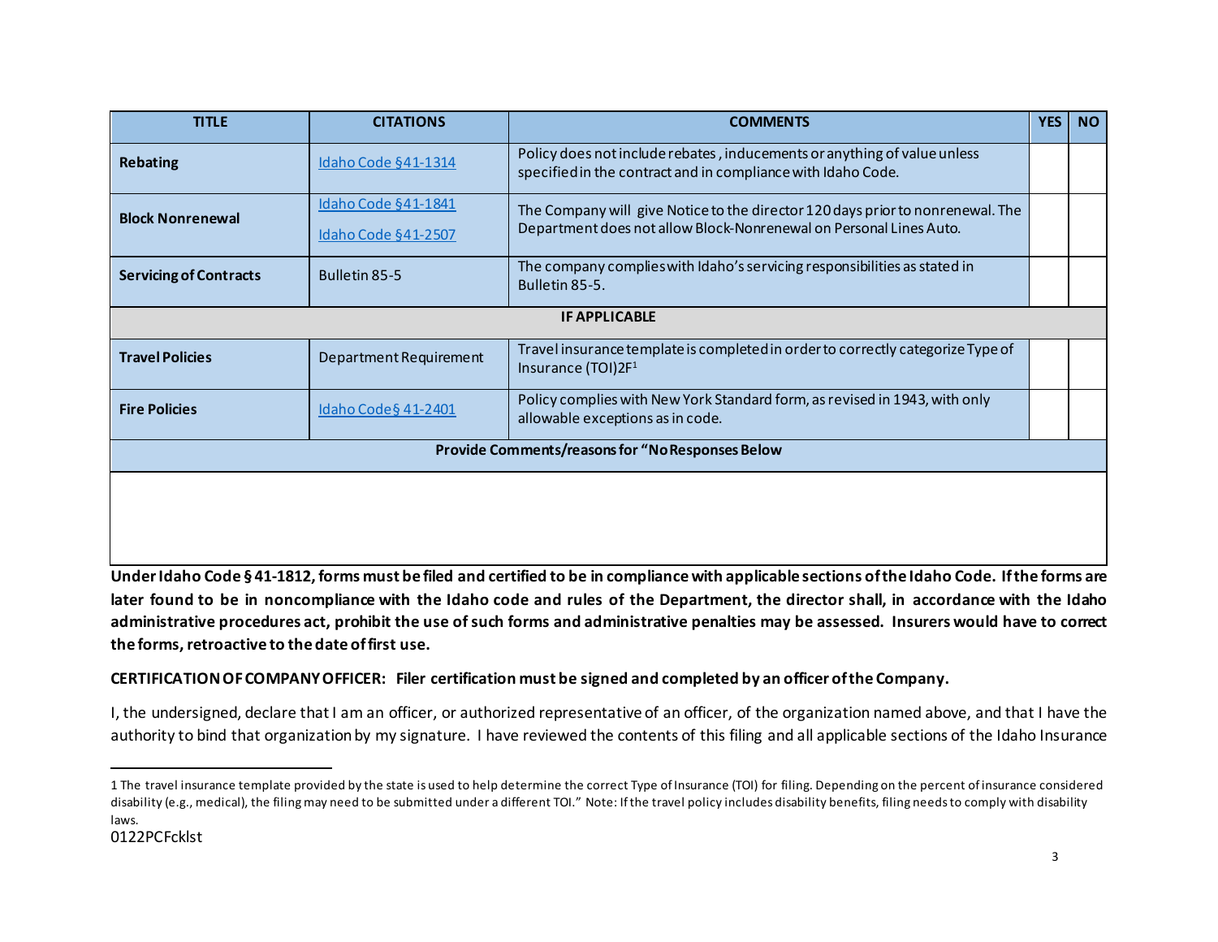| TITLE | CITATIONS | COMMENTS | YES | NO |
|---|---|---|---|---|
| **Rebating** | Idaho Code §41-1314 | Policy does not include rebates , inducements or anything of value unless specified in the contract and in compliance with Idaho Code. | | |
| **Block Nonrenewal** | Idaho Code §41-1841<br>Idaho Code §41-2507 | The Company will give Notice to the director 120 days prior to nonrenewal. The Department does not allow Block-Nonrenewal on Personal Lines Auto. | | |
| **Servicing of Contracts** | Bulletin 85-5 | The company complies with Idaho's servicing responsibilities as stated in Bulletin 85-5. | | |
| **IF APPLICABLE** | | | | |
| **Travel Policies** | Department Requirement | Travel insurance template is completed in order to correctly categorize Type of Insurance (TOI)2F[1] | | |
| **Fire Policies** | Idaho Code § 41-2401 | Policy complies with New York Standard form, as revised in 1943, with only allowable exceptions as in code. | | |
| **Provide Comments/reasons for "No Responses Below** | | | | |
| | | | | |

**Under Idaho Code § 41-1812, forms must be filed and certified to be in compliance with applicable sections of the Idaho Code. If the forms are later found to be in noncompliance with the Idaho code and rules of the Department, the director shall, in accordance with the Idaho administrative procedures act, prohibit the use of such forms and administrative penalties may be assessed. Insurers would have to correct the forms, retroactive to the date of first use.**

**CERTIFICATION OF COMPANY OFFICER: Filer certification must be signed and completed by an officer of the Company.**

I, the undersigned, declare that I am an officer, or authorized representative of an officer, of the organization named above, and that I have the authority to bind that organization by my signature. I have reviewed the contents of this filing and all applicable sections of the Idaho Insurance

---

1 The travel insurance template provided by the state is used to help determine the correct Type of Insurance (TOI) for filing. Depending on the percent of insurance considered disability (e.g., medical), the filing may need to be submitted under a different TOI." Note: If the travel policy includes disability benefits, filing needs to comply with disability laws.

0122PCFcklst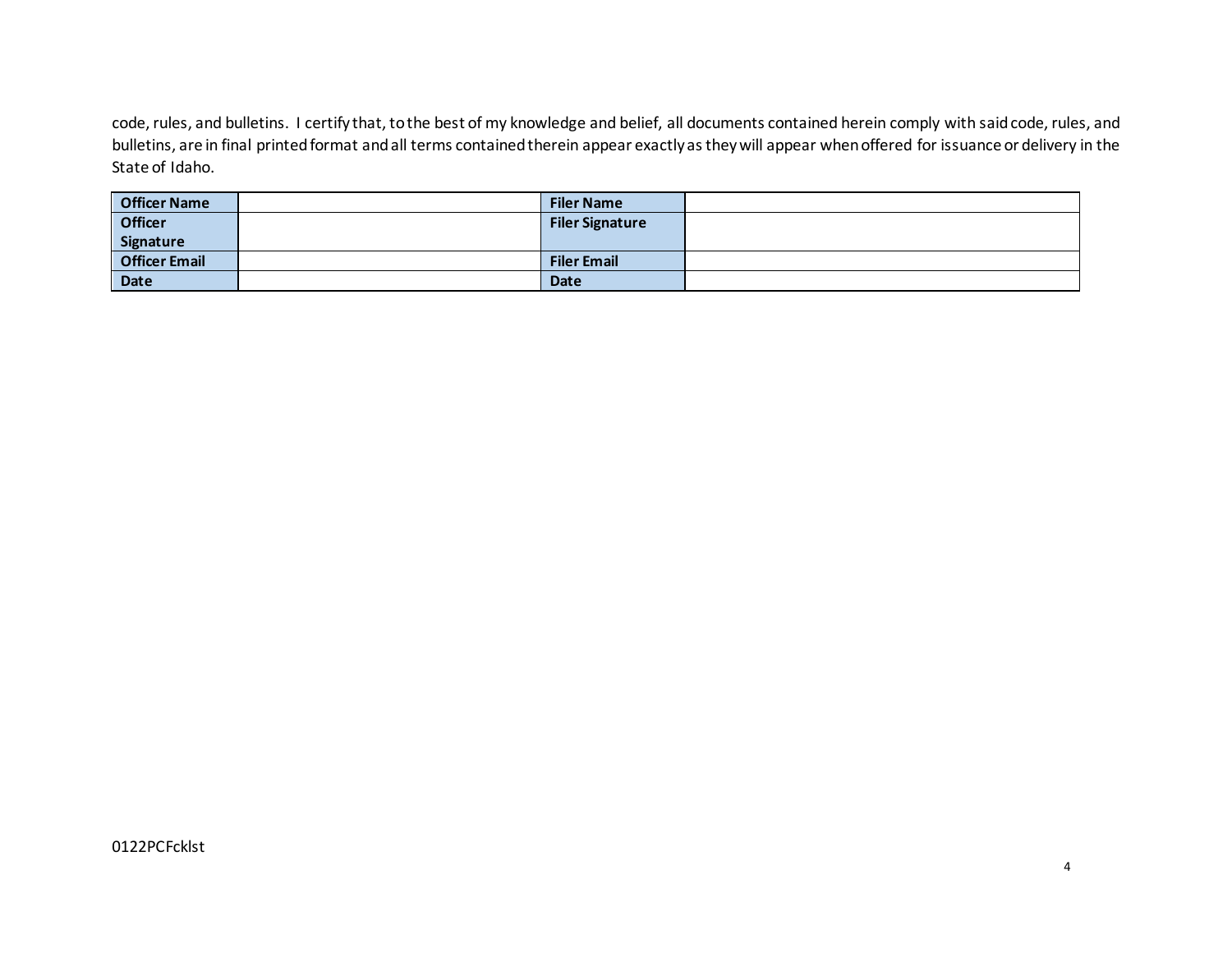code, rules, and bulletins. I certify that, to the best of my knowledge and belief, all documents contained herein comply with said code, rules, and bulletins, are in final printed format and all terms contained therein appear exactly as they will appear when offered for issuance or delivery in the State of Idaho.

| | | | |
|---|---|---|---|
| **Officer Name** | | **Filer Name** | |
| **Officer Signature** | | **Filer Signature** | |
| **Officer Email** | | **Filer Email** | |
| **Date** | | **Date** | |

0122PCFcklst